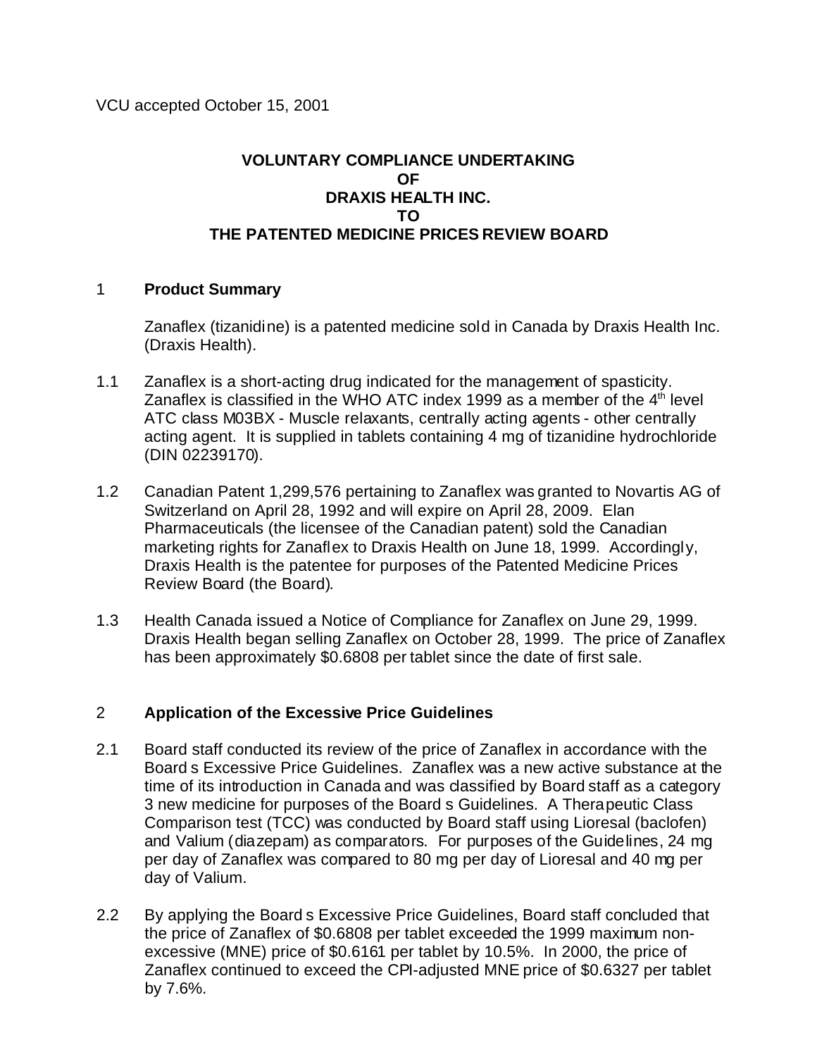VCU accepted October 15, 2001

# VOLUNTARY COMPLIANCE UNDERTAKING
# OF
# DRAXIS HEALTH INC.
# TO
# THE PATENTED MEDICINE PRICES REVIEW BOARD

## 1 Product Summary

Zanaflex (tizanidine) is a patented medicine sold in Canada by Draxis Health Inc. (Draxis Health).

1.1 Zanaflex is a short-acting drug indicated for the management of spasticity. Zanaflex is classified in the WHO ATC index 1999 as a member of the 4th level ATC class M03BX - Muscle relaxants, centrally acting agents - other centrally acting agent. It is supplied in tablets containing 4 mg of tizanidine hydrochloride (DIN 02239170).

1.2 Canadian Patent 1,299,576 pertaining to Zanaflex was granted to Novartis AG of Switzerland on April 28, 1992 and will expire on April 28, 2009. Elan Pharmaceuticals (the licensee of the Canadian patent) sold the Canadian marketing rights for Zanaflex to Draxis Health on June 18, 1999. Accordingly, Draxis Health is the patentee for purposes of the Patented Medicine Prices Review Board (the Board).

1.3 Health Canada issued a Notice of Compliance for Zanaflex on June 29, 1999. Draxis Health began selling Zanaflex on October 28, 1999. The price of Zanaflex has been approximately $0.6808 per tablet since the date of first sale.

## 2 Application of the Excessive Price Guidelines

2.1 Board staff conducted its review of the price of Zanaflex in accordance with the Board s Excessive Price Guidelines. Zanaflex was a new active substance at the time of its introduction in Canada and was classified by Board staff as a category 3 new medicine for purposes of the Board s Guidelines. A Therapeutic Class Comparison test (TCC) was conducted by Board staff using Lioresal (baclofen) and Valium (diazepam) as comparators. For purposes of the Guidelines, 24 mg per day of Zanaflex was compared to 80 mg per day of Lioresal and 40 mg per day of Valium.

2.2 By applying the Board s Excessive Price Guidelines, Board staff concluded that the price of Zanaflex of $0.6808 per tablet exceeded the 1999 maximum non-excessive (MNE) price of $0.6161 per tablet by 10.5%. In 2000, the price of Zanaflex continued to exceed the CPI-adjusted MNE price of $0.6327 per tablet by 7.6%.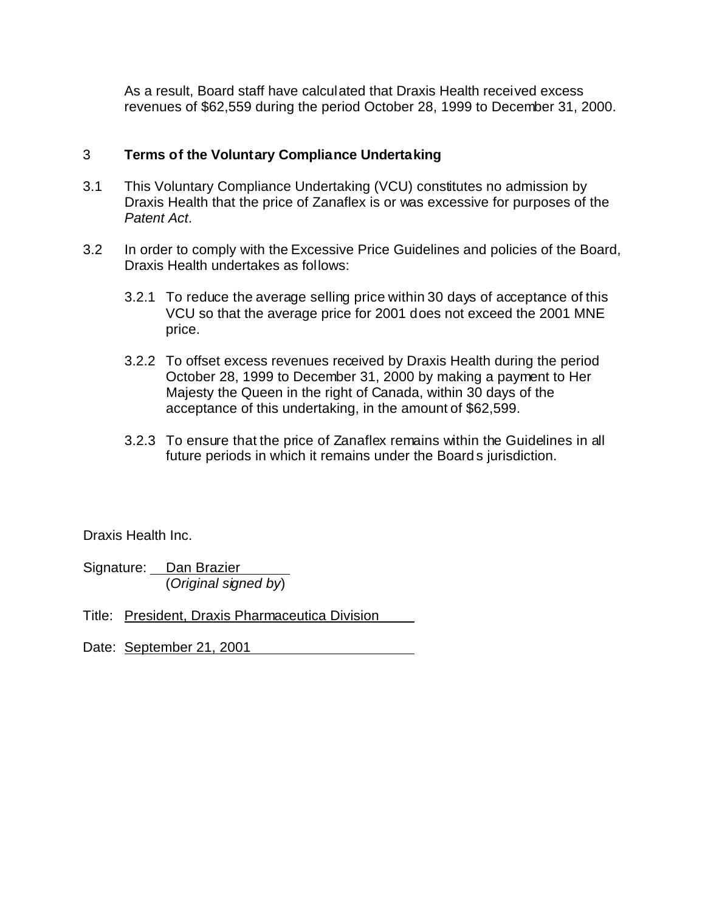As a result, Board staff have calculated that Draxis Health received excess revenues of $62,559 during the period October 28, 1999 to December 31, 2000.

## 3 Terms of the Voluntary Compliance Undertaking

3.1 This Voluntary Compliance Undertaking (VCU) constitutes no admission by Draxis Health that the price of Zanaflex is or was excessive for purposes of the *Patent Act*.

3.2 In order to comply with the Excessive Price Guidelines and policies of the Board, Draxis Health undertakes as follows:

3.2.1 To reduce the average selling price within 30 days of acceptance of this VCU so that the average price for 2001 does not exceed the 2001 MNE price.

3.2.2 To offset excess revenues received by Draxis Health during the period October 28, 1999 to December 31, 2000 by making a payment to Her Majesty the Queen in the right of Canada, within 30 days of the acceptance of this undertaking, in the amount of $62,599.

3.2.3 To ensure that the price of Zanaflex remains within the Guidelines in all future periods in which it remains under the Board s jurisdiction.

Draxis Health Inc.

Signature: Dan Brazier
(*Original signed by*)

Title: President, Draxis Pharmaceutica Division

Date: September 21, 2001